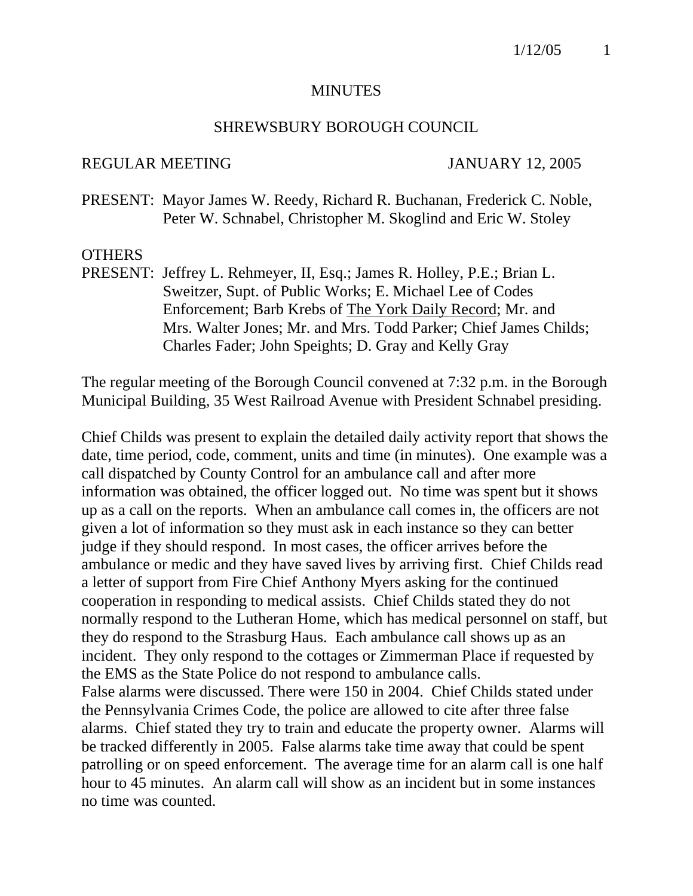# MINUTES

## SHREWSBURY BOROUGH COUNCIL

REGULAR MEETING JANUARY 12, 2005

PRESENT: Mayor James W. Reedy, Richard R. Buchanan, Frederick C. Noble, Peter W. Schnabel, Christopher M. Skoglind and Eric W. Stoley

OTHERS
PRESENT: Jeffrey L. Rehmeyer, II, Esq.; James R. Holley, P.E.; Brian L. Sweitzer, Supt. of Public Works; E. Michael Lee of Codes Enforcement; Barb Krebs of The York Daily Record; Mr. and Mrs. Walter Jones; Mr. and Mrs. Todd Parker; Chief James Childs; Charles Fader; John Speights; D. Gray and Kelly Gray

The regular meeting of the Borough Council convened at 7:32 p.m. in the Borough Municipal Building, 35 West Railroad Avenue with President Schnabel presiding.

Chief Childs was present to explain the detailed daily activity report that shows the date, time period, code, comment, units and time (in minutes). One example was a call dispatched by County Control for an ambulance call and after more information was obtained, the officer logged out. No time was spent but it shows up as a call on the reports. When an ambulance call comes in, the officers are not given a lot of information so they must ask in each instance so they can better judge if they should respond. In most cases, the officer arrives before the ambulance or medic and they have saved lives by arriving first. Chief Childs read a letter of support from Fire Chief Anthony Myers asking for the continued cooperation in responding to medical assists. Chief Childs stated they do not normally respond to the Lutheran Home, which has medical personnel on staff, but they do respond to the Strasburg Haus. Each ambulance call shows up as an incident. They only respond to the cottages or Zimmerman Place if requested by the EMS as the State Police do not respond to ambulance calls.
False alarms were discussed. There were 150 in 2004. Chief Childs stated under the Pennsylvania Crimes Code, the police are allowed to cite after three false alarms. Chief stated they try to train and educate the property owner. Alarms will be tracked differently in 2005. False alarms take time away that could be spent patrolling or on speed enforcement. The average time for an alarm call is one half hour to 45 minutes. An alarm call will show as an incident but in some instances no time was counted.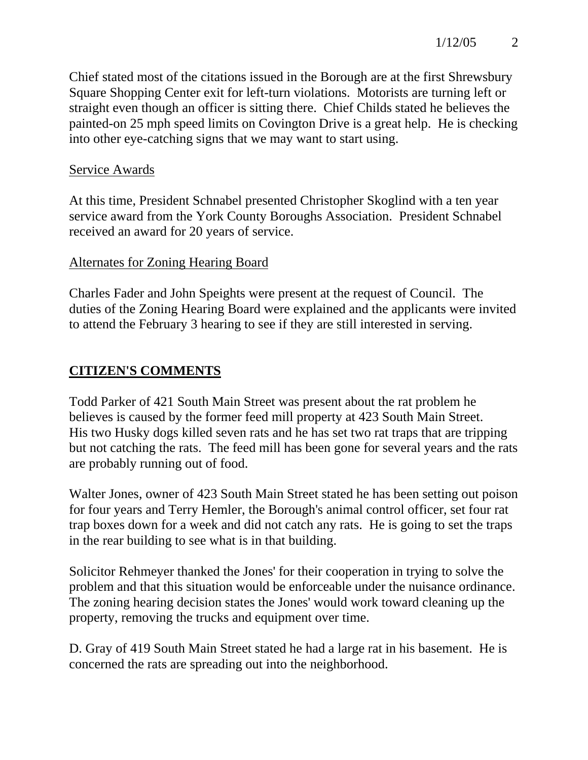Chief stated most of the citations issued in the Borough are at the first Shrewsbury Square Shopping Center exit for left-turn violations. Motorists are turning left or straight even though an officer is sitting there. Chief Childs stated he believes the painted-on 25 mph speed limits on Covington Drive is a great help. He is checking into other eye-catching signs that we may want to start using.

Service Awards

At this time, President Schnabel presented Christopher Skoglind with a ten year service award from the York County Boroughs Association. President Schnabel received an award for 20 years of service.

Alternates for Zoning Hearing Board

Charles Fader and John Speights were present at the request of Council. The duties of the Zoning Hearing Board were explained and the applicants were invited to attend the February 3 hearing to see if they are still interested in serving.

## CITIZEN'S COMMENTS

Todd Parker of 421 South Main Street was present about the rat problem he believes is caused by the former feed mill property at 423 South Main Street. His two Husky dogs killed seven rats and he has set two rat traps that are tripping but not catching the rats. The feed mill has been gone for several years and the rats are probably running out of food.

Walter Jones, owner of 423 South Main Street stated he has been setting out poison for four years and Terry Hemler, the Borough's animal control officer, set four rat trap boxes down for a week and did not catch any rats. He is going to set the traps in the rear building to see what is in that building.

Solicitor Rehmeyer thanked the Jones' for their cooperation in trying to solve the problem and that this situation would be enforceable under the nuisance ordinance. The zoning hearing decision states the Jones' would work toward cleaning up the property, removing the trucks and equipment over time.

D. Gray of 419 South Main Street stated he had a large rat in his basement. He is concerned the rats are spreading out into the neighborhood.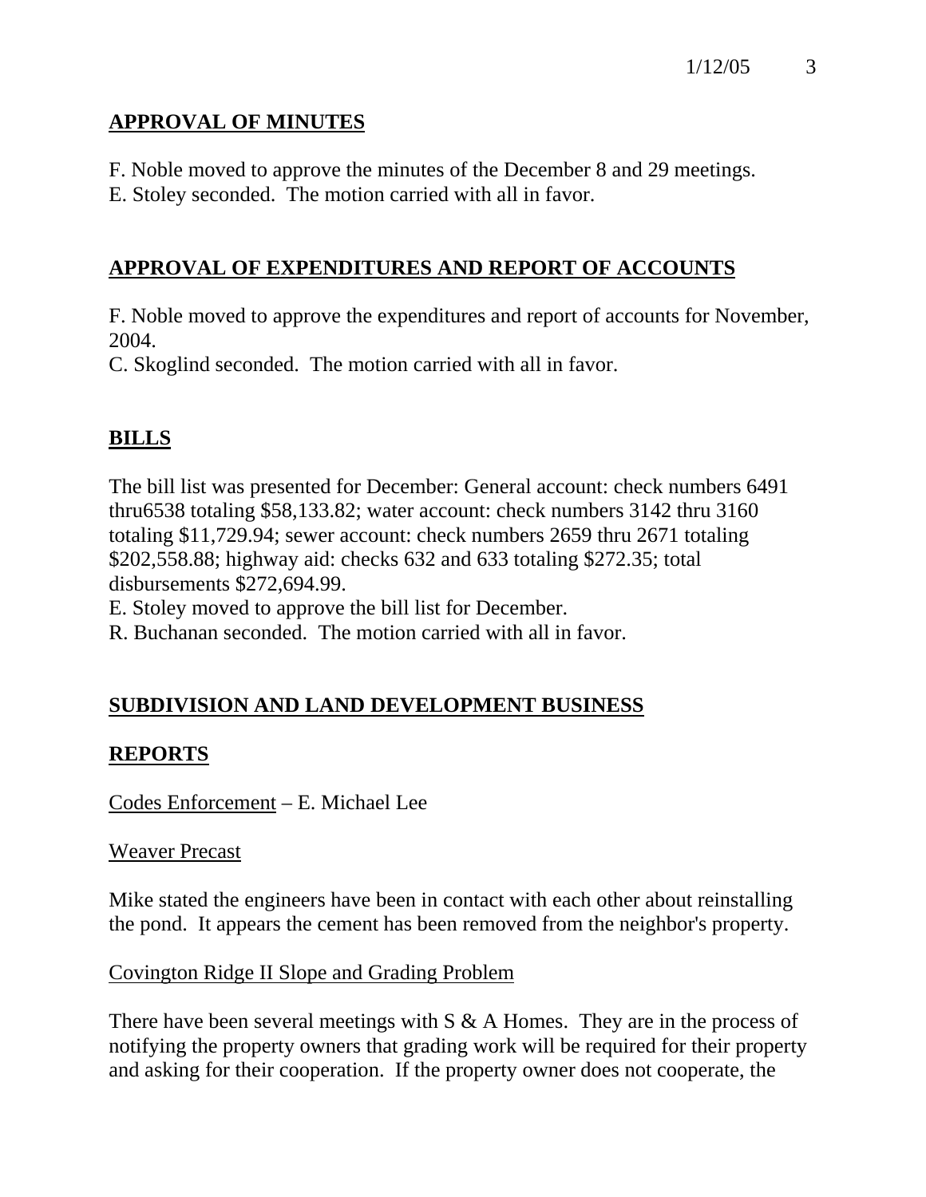## APPROVAL OF MINUTES

F. Noble moved to approve the minutes of the December 8 and 29 meetings.
E. Stoley seconded. The motion carried with all in favor.

## APPROVAL OF EXPENDITURES AND REPORT OF ACCOUNTS

F. Noble moved to approve the expenditures and report of accounts for November, 2004.
C. Skoglind seconded. The motion carried with all in favor.

## BILLS

The bill list was presented for December: General account: check numbers 6491 thru6538 totaling $58,133.82; water account: check numbers 3142 thru 3160 totaling $11,729.94; sewer account: check numbers 2659 thru 2671 totaling $202,558.88; highway aid: checks 632 and 633 totaling $272.35; total disbursements $272,694.99.
E. Stoley moved to approve the bill list for December.
R. Buchanan seconded. The motion carried with all in favor.

## SUBDIVISION AND LAND DEVELOPMENT BUSINESS

## REPORTS

Codes Enforcement – E. Michael Lee

Weaver Precast

Mike stated the engineers have been in contact with each other about reinstalling the pond. It appears the cement has been removed from the neighbor's property.

Covington Ridge II Slope and Grading Problem

There have been several meetings with S & A Homes. They are in the process of notifying the property owners that grading work will be required for their property and asking for their cooperation. If the property owner does not cooperate, the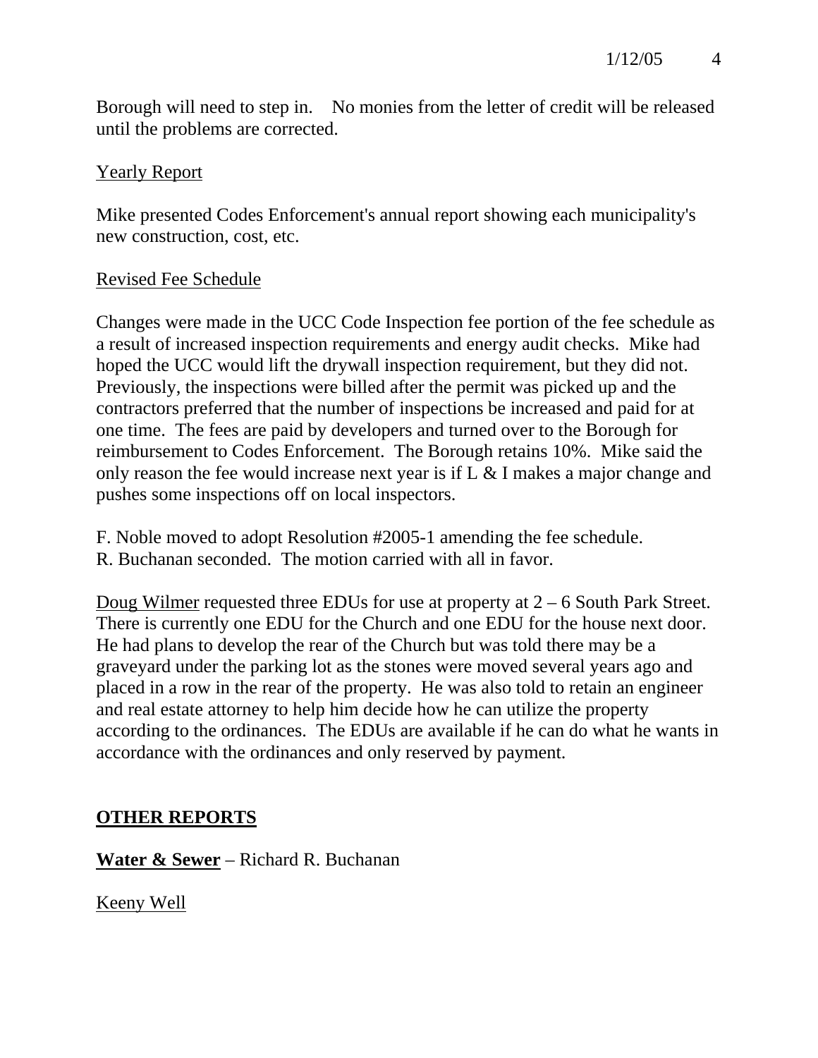Borough will need to step in. No monies from the letter of credit will be released until the problems are corrected.

<u>Yearly Report</u>

Mike presented Codes Enforcement's annual report showing each municipality's new construction, cost, etc.

<u>Revised Fee Schedule</u>

Changes were made in the UCC Code Inspection fee portion of the fee schedule as a result of increased inspection requirements and energy audit checks. Mike had hoped the UCC would lift the drywall inspection requirement, but they did not. Previously, the inspections were billed after the permit was picked up and the contractors preferred that the number of inspections be increased and paid for at one time. The fees are paid by developers and turned over to the Borough for reimbursement to Codes Enforcement. The Borough retains 10%. Mike said the only reason the fee would increase next year is if L & I makes a major change and pushes some inspections off on local inspectors.

F. Noble moved to adopt Resolution #2005-1 amending the fee schedule.
R. Buchanan seconded. The motion carried with all in favor.

<u>Doug Wilmer</u> requested three EDUs for use at property at 2 – 6 South Park Street. There is currently one EDU for the Church and one EDU for the house next door. He had plans to develop the rear of the Church but was told there may be a graveyard under the parking lot as the stones were moved several years ago and placed in a row in the rear of the property. He was also told to retain an engineer and real estate attorney to help him decide how he can utilize the property according to the ordinances. The EDUs are available if he can do what he wants in accordance with the ordinances and only reserved by payment.

## OTHER REPORTS

**Water & Sewer** – Richard R. Buchanan

<u>Keeny Well</u>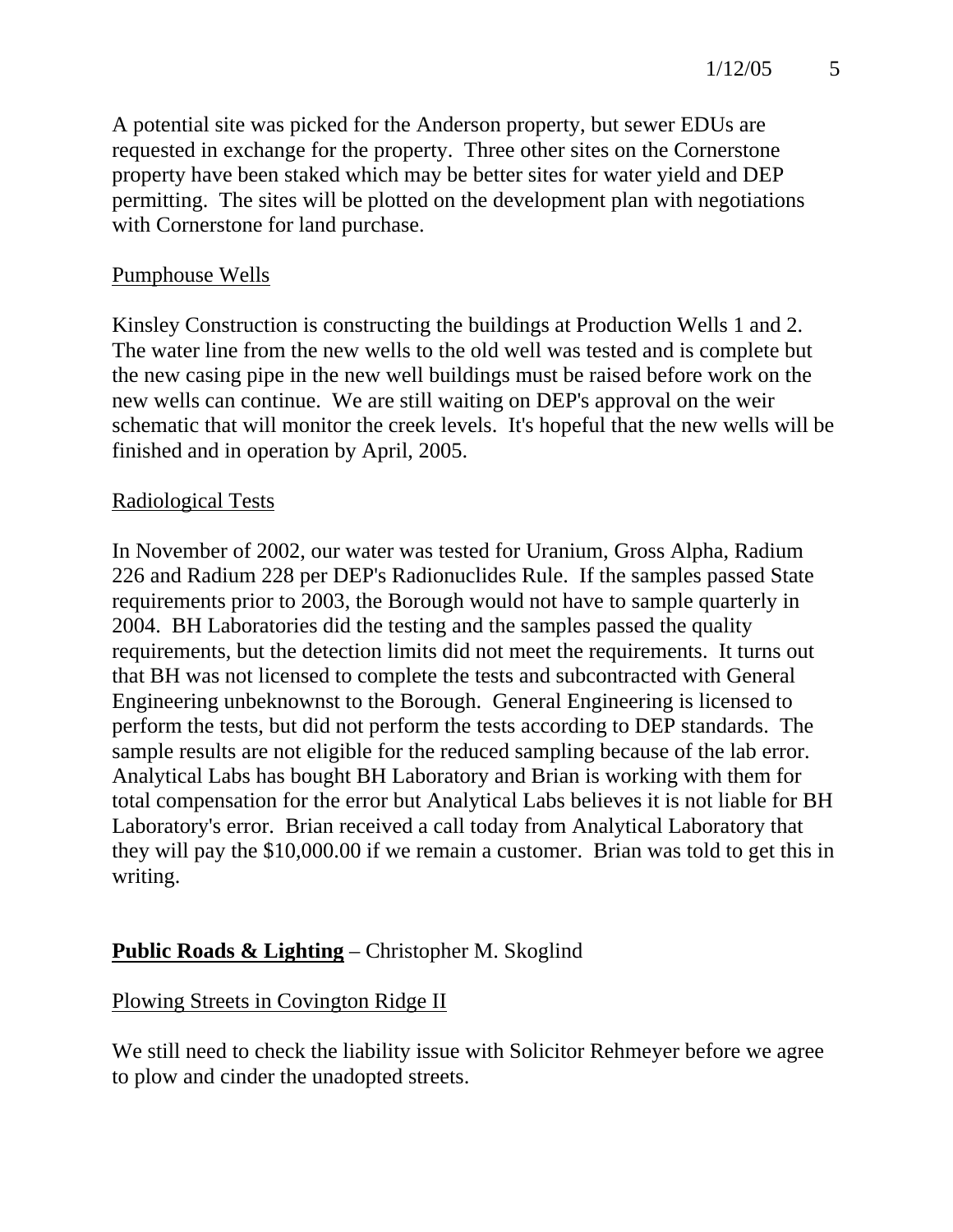A potential site was picked for the Anderson property, but sewer EDUs are requested in exchange for the property. Three other sites on the Cornerstone property have been staked which may be better sites for water yield and DEP permitting. The sites will be plotted on the development plan with negotiations with Cornerstone for land purchase.

Pumphouse Wells

Kinsley Construction is constructing the buildings at Production Wells 1 and 2. The water line from the new wells to the old well was tested and is complete but the new casing pipe in the new well buildings must be raised before work on the new wells can continue. We are still waiting on DEP's approval on the weir schematic that will monitor the creek levels. It's hopeful that the new wells will be finished and in operation by April, 2005.

Radiological Tests

In November of 2002, our water was tested for Uranium, Gross Alpha, Radium 226 and Radium 228 per DEP's Radionuclides Rule. If the samples passed State requirements prior to 2003, the Borough would not have to sample quarterly in 2004. BH Laboratories did the testing and the samples passed the quality requirements, but the detection limits did not meet the requirements. It turns out that BH was not licensed to complete the tests and subcontracted with General Engineering unbeknownst to the Borough. General Engineering is licensed to perform the tests, but did not perform the tests according to DEP standards. The sample results are not eligible for the reduced sampling because of the lab error. Analytical Labs has bought BH Laboratory and Brian is working with them for total compensation for the error but Analytical Labs believes it is not liable for BH Laboratory's error. Brian received a call today from Analytical Laboratory that they will pay the $10,000.00 if we remain a customer. Brian was told to get this in writing.

**Public Roads & Lighting** – Christopher M. Skoglind

Plowing Streets in Covington Ridge II

We still need to check the liability issue with Solicitor Rehmeyer before we agree to plow and cinder the unadopted streets.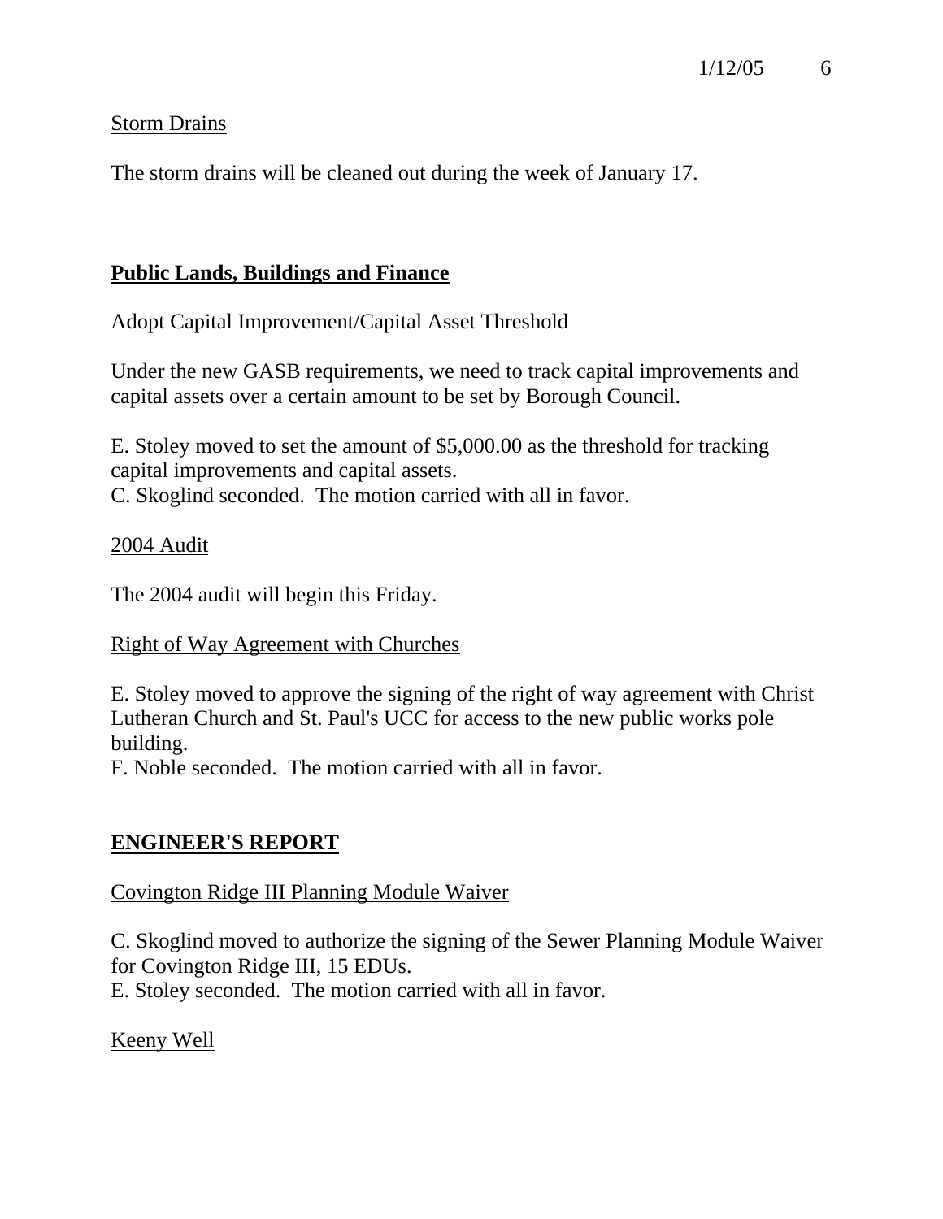Storm Drains

The storm drains will be cleaned out during the week of January 17.

## Public Lands, Buildings and Finance

Adopt Capital Improvement/Capital Asset Threshold

Under the new GASB requirements, we need to track capital improvements and capital assets over a certain amount to be set by Borough Council.

E. Stoley moved to set the amount of $5,000.00 as the threshold for tracking capital improvements and capital assets.
C. Skoglind seconded. The motion carried with all in favor.

2004 Audit

The 2004 audit will begin this Friday.

Right of Way Agreement with Churches

E. Stoley moved to approve the signing of the right of way agreement with Christ Lutheran Church and St. Paul's UCC for access to the new public works pole building.
F. Noble seconded. The motion carried with all in favor.

## ENGINEER'S REPORT

Covington Ridge III Planning Module Waiver

C. Skoglind moved to authorize the signing of the Sewer Planning Module Waiver for Covington Ridge III, 15 EDUs.
E. Stoley seconded. The motion carried with all in favor.

Keeny Well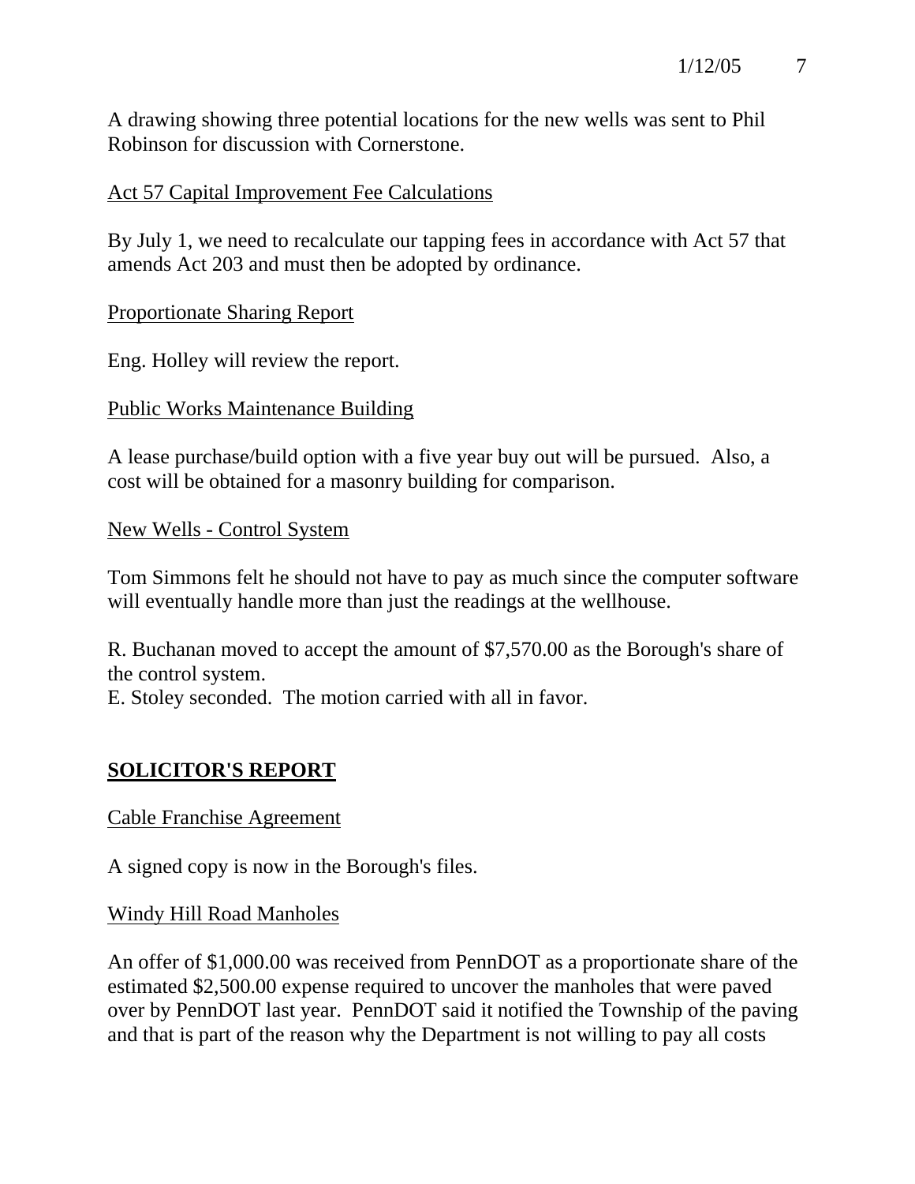A drawing showing three potential locations for the new wells was sent to Phil Robinson for discussion with Cornerstone.

Act 57 Capital Improvement Fee Calculations

By July 1, we need to recalculate our tapping fees in accordance with Act 57 that amends Act 203 and must then be adopted by ordinance.

Proportionate Sharing Report

Eng. Holley will review the report.

Public Works Maintenance Building

A lease purchase/build option with a five year buy out will be pursued. Also, a cost will be obtained for a masonry building for comparison.

New Wells - Control System

Tom Simmons felt he should not have to pay as much since the computer software will eventually handle more than just the readings at the wellhouse.

R. Buchanan moved to accept the amount of $7,570.00 as the Borough's share of the control system.
E. Stoley seconded. The motion carried with all in favor.

## SOLICITOR'S REPORT

Cable Franchise Agreement

A signed copy is now in the Borough's files.

Windy Hill Road Manholes

An offer of $1,000.00 was received from PennDOT as a proportionate share of the estimated $2,500.00 expense required to uncover the manholes that were paved over by PennDOT last year. PennDOT said it notified the Township of the paving and that is part of the reason why the Department is not willing to pay all costs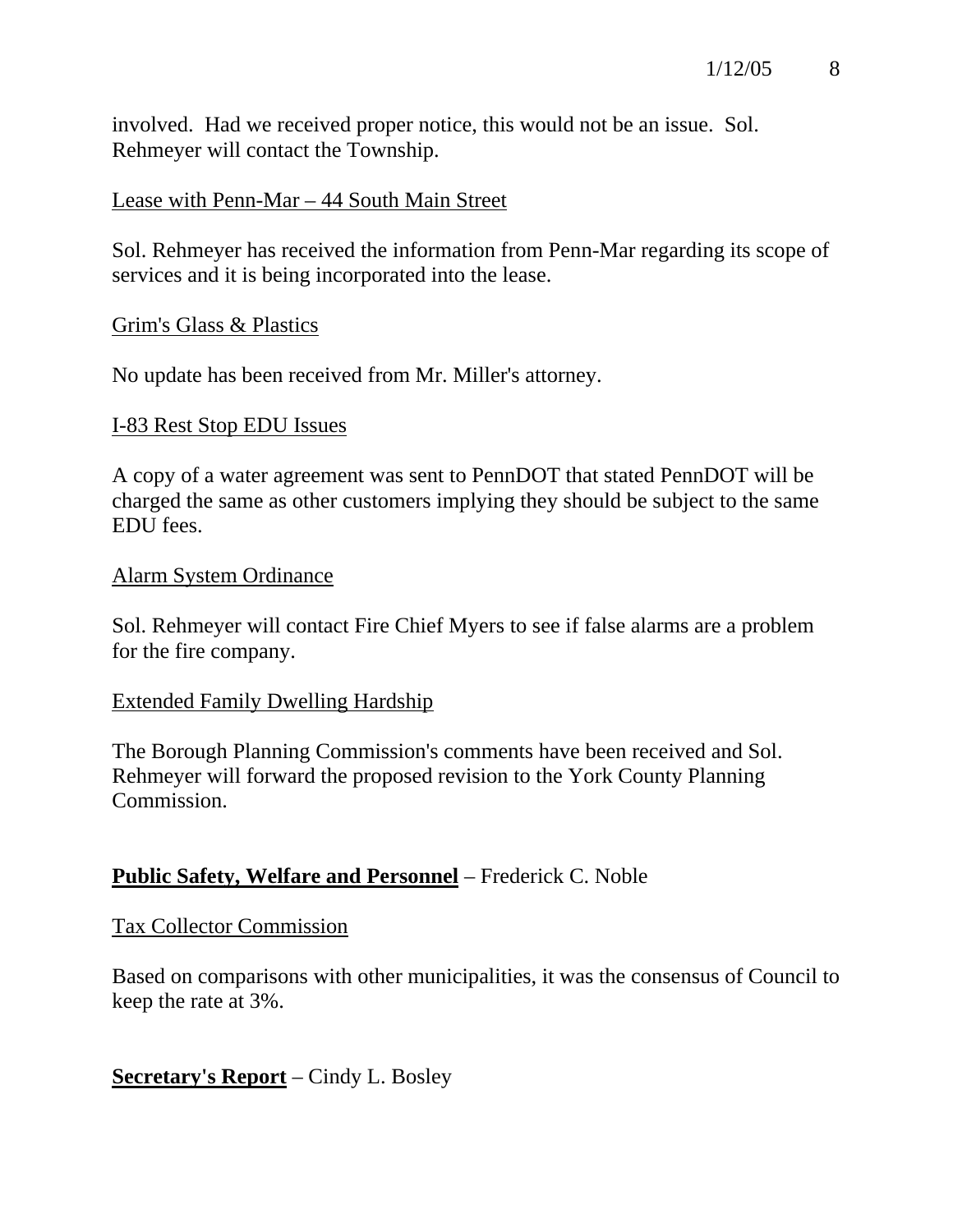involved. Had we received proper notice, this would not be an issue. Sol. Rehmeyer will contact the Township.

Lease with Penn-Mar – 44 South Main Street

Sol. Rehmeyer has received the information from Penn-Mar regarding its scope of services and it is being incorporated into the lease.

Grim's Glass & Plastics

No update has been received from Mr. Miller's attorney.

I-83 Rest Stop EDU Issues

A copy of a water agreement was sent to PennDOT that stated PennDOT will be charged the same as other customers implying they should be subject to the same EDU fees.

Alarm System Ordinance

Sol. Rehmeyer will contact Fire Chief Myers to see if false alarms are a problem for the fire company.

Extended Family Dwelling Hardship

The Borough Planning Commission's comments have been received and Sol. Rehmeyer will forward the proposed revision to the York County Planning Commission.

**Public Safety, Welfare and Personnel** – Frederick C. Noble

Tax Collector Commission

Based on comparisons with other municipalities, it was the consensus of Council to keep the rate at 3%.

**Secretary's Report** – Cindy L. Bosley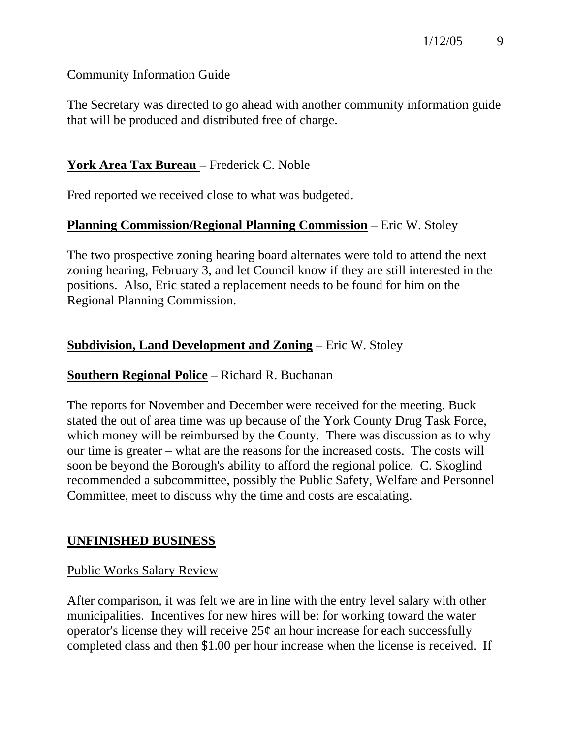Community Information Guide

The Secretary was directed to go ahead with another community information guide that will be produced and distributed free of charge.

**York Area Tax Bureau** – Frederick C. Noble

Fred reported we received close to what was budgeted.

**Planning Commission/Regional Planning Commission** – Eric W. Stoley

The two prospective zoning hearing board alternates were told to attend the next zoning hearing, February 3, and let Council know if they are still interested in the positions. Also, Eric stated a replacement needs to be found for him on the Regional Planning Commission.

**Subdivision, Land Development and Zoning** – Eric W. Stoley

**Southern Regional Police** – Richard R. Buchanan

The reports for November and December were received for the meeting. Buck stated the out of area time was up because of the York County Drug Task Force, which money will be reimbursed by the County. There was discussion as to why our time is greater – what are the reasons for the increased costs. The costs will soon be beyond the Borough's ability to afford the regional police. C. Skoglind recommended a subcommittee, possibly the Public Safety, Welfare and Personnel Committee, meet to discuss why the time and costs are escalating.

## UNFINISHED BUSINESS

Public Works Salary Review

After comparison, it was felt we are in line with the entry level salary with other municipalities. Incentives for new hires will be: for working toward the water operator's license they will receive 25¢ an hour increase for each successfully completed class and then $1.00 per hour increase when the license is received. If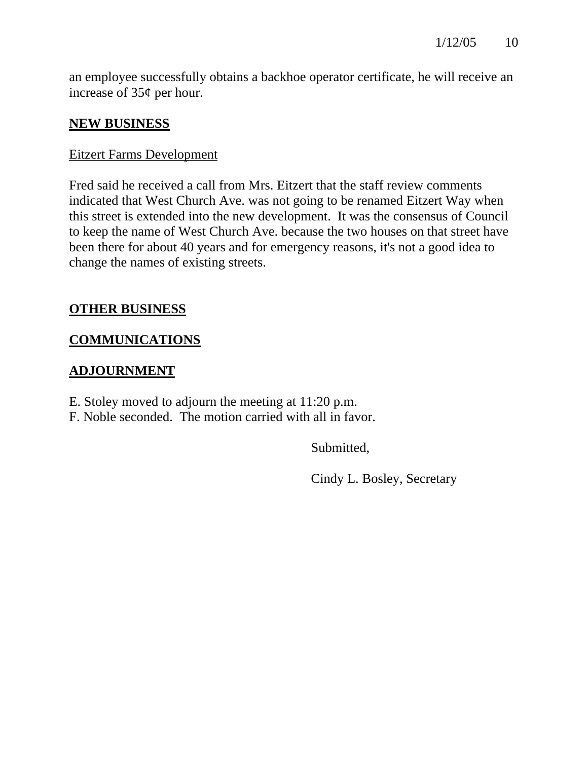an employee successfully obtains a backhoe operator certificate, he will receive an increase of 35¢ per hour.

**NEW BUSINESS**

Eitzert Farms Development

Fred said he received a call from Mrs. Eitzert that the staff review comments indicated that West Church Ave. was not going to be renamed Eitzert Way when this street is extended into the new development. It was the consensus of Council to keep the name of West Church Ave. because the two houses on that street have been there for about 40 years and for emergency reasons, it's not a good idea to change the names of existing streets.

**OTHER BUSINESS**

**COMMUNICATIONS**

**ADJOURNMENT**

E. Stoley moved to adjourn the meeting at 11:20 p.m.
F. Noble seconded. The motion carried with all in favor.

Submitted,

Cindy L. Bosley, Secretary